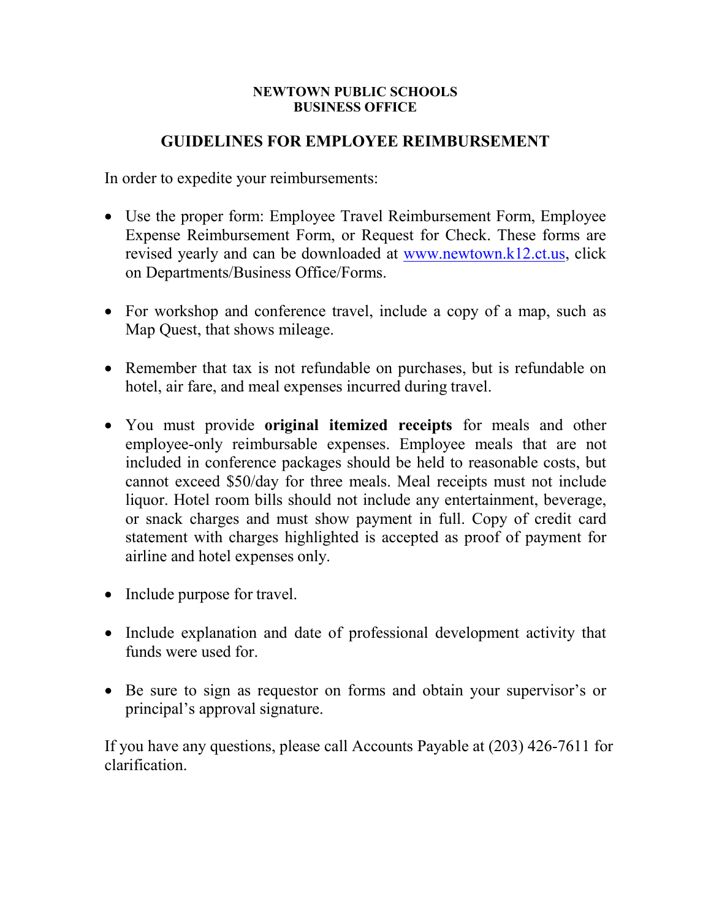**NEWTOWN PUBLIC SCHOOLS**
**BUSINESS OFFICE**

## GUIDELINES FOR EMPLOYEE REIMBURSEMENT

In order to expedite your reimbursements:

- Use the proper form: Employee Travel Reimbursement Form, Employee Expense Reimbursement Form, or Request for Check. These forms are revised yearly and can be downloaded at www.newtown.k12.ct.us, click on Departments/Business Office/Forms.

- For workshop and conference travel, include a copy of a map, such as Map Quest, that shows mileage.

- Remember that tax is not refundable on purchases, but is refundable on hotel, air fare, and meal expenses incurred during travel.

- You must provide **original itemized receipts** for meals and other employee-only reimbursable expenses. Employee meals that are not included in conference packages should be held to reasonable costs, but cannot exceed $50/day for three meals. Meal receipts must not include liquor. Hotel room bills should not include any entertainment, beverage, or snack charges and must show payment in full. Copy of credit card statement with charges highlighted is accepted as proof of payment for airline and hotel expenses only.

- Include purpose for travel.

- Include explanation and date of professional development activity that funds were used for.

- Be sure to sign as requestor on forms and obtain your supervisor's or principal's approval signature.

If you have any questions, please call Accounts Payable at (203) 426-7611 for clarification.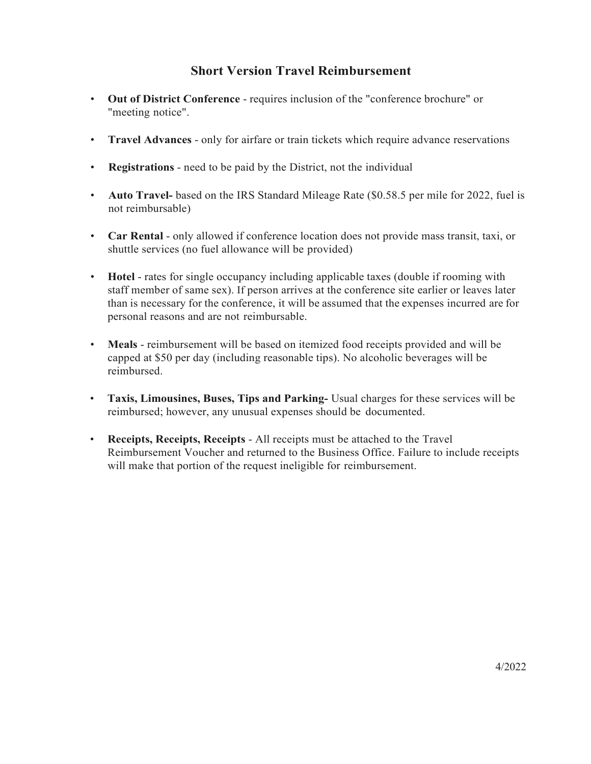## Short Version Travel Reimbursement

- **Out of District Conference** - requires inclusion of the "conference brochure" or "meeting notice".
- **Travel Advances** - only for airfare or train tickets which require advance reservations
- **Registrations** - need to be paid by the District, not the individual
- **Auto Travel-** based on the IRS Standard Mileage Rate ($0.58.5 per mile for 2022, fuel is not reimbursable)
- **Car Rental** - only allowed if conference location does not provide mass transit, taxi, or shuttle services (no fuel allowance will be provided)
- **Hotel** - rates for single occupancy including applicable taxes (double if rooming with staff member of same sex). If person arrives at the conference site earlier or leaves later than is necessary for the conference, it will be assumed that the expenses incurred are for personal reasons and are not reimbursable.
- **Meals** - reimbursement will be based on itemized food receipts provided and will be capped at $50 per day (including reasonable tips). No alcoholic beverages will be reimbursed.
- **Taxis, Limousines, Buses, Tips and Parking-** Usual charges for these services will be reimbursed; however, any unusual expenses should be documented.
- **Receipts, Receipts, Receipts** - All receipts must be attached to the Travel Reimbursement Voucher and returned to the Business Office. Failure to include receipts will make that portion of the request ineligible for reimbursement.

4/2022